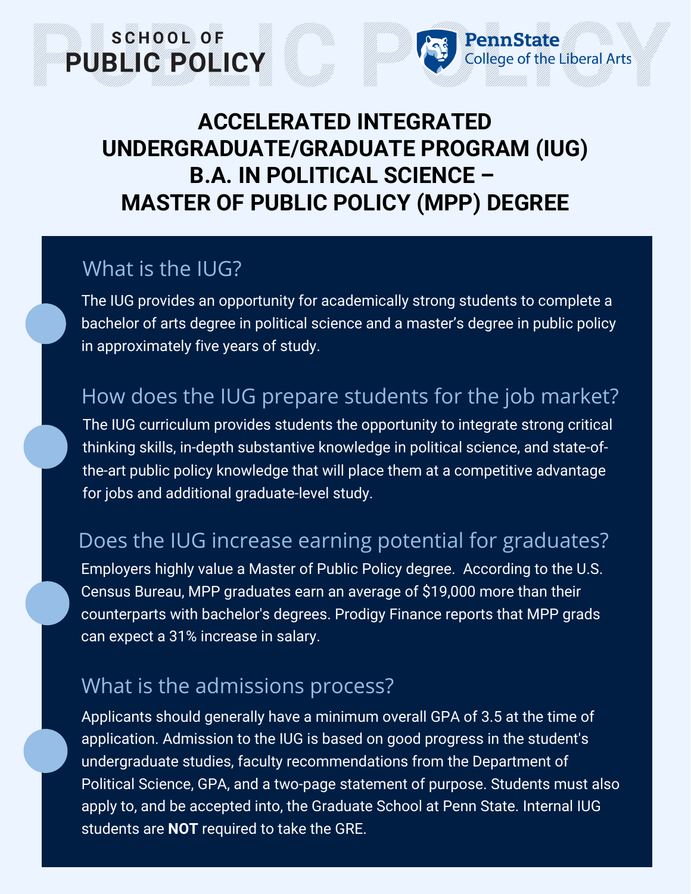SCHOOL OF
PUBLIC POLICY

PennState
College of the Liberal Arts

# ACCELERATED INTEGRATED UNDERGRADUATE/GRADUATE PROGRAM (IUG) B.A. IN POLITICAL SCIENCE – MASTER OF PUBLIC POLICY (MPP) DEGREE

## What is the IUG?

The IUG provides an opportunity for academically strong students to complete a bachelor of arts degree in political science and a master's degree in public policy in approximately five years of study.

## How does the IUG prepare students for the job market?

The IUG curriculum provides students the opportunity to integrate strong critical thinking skills, in-depth substantive knowledge in political science, and state-of-the-art public policy knowledge that will place them at a competitive advantage for jobs and additional graduate-level study.

## Does the IUG increase earning potential for graduates?

Employers highly value a Master of Public Policy degree. According to the U.S. Census Bureau, MPP graduates earn an average of $19,000 more than their counterparts with bachelor's degrees. Prodigy Finance reports that MPP grads can expect a 31% increase in salary.

## What is the admissions process?

Applicants should generally have a minimum overall GPA of 3.5 at the time of application. Admission to the IUG is based on good progress in the student's undergraduate studies, faculty recommendations from the Department of Political Science, GPA, and a two-page statement of purpose. Students must also apply to, and be accepted into, the Graduate School at Penn State. Internal IUG students are **NOT** required to take the GRE.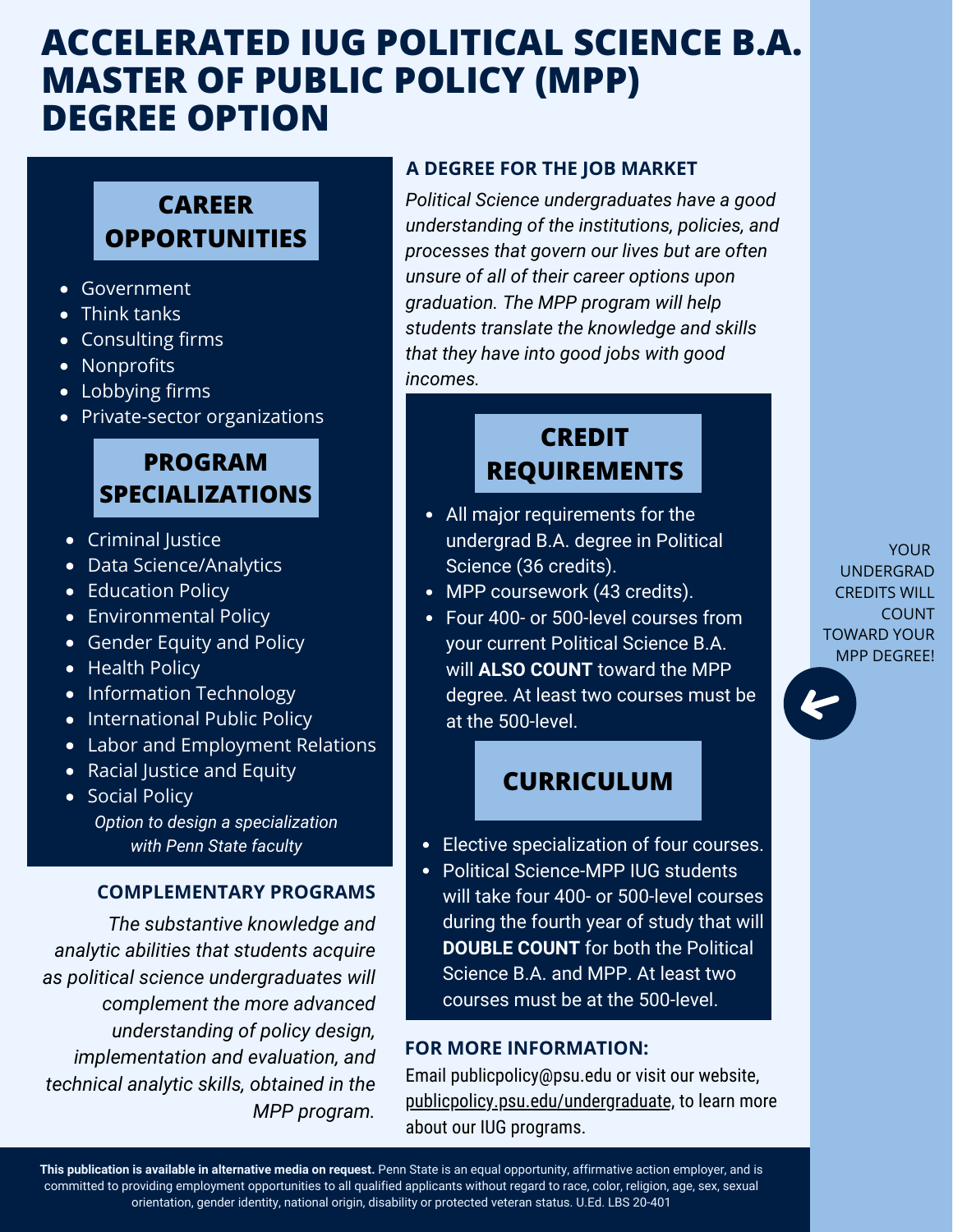# ACCELERATED IUG POLITICAL SCIENCE B.A. MASTER OF PUBLIC POLICY (MPP) DEGREE OPTION

## CAREER OPPORTUNITIES

- Government
- Think tanks
- Consulting firms
- Nonprofits
- Lobbying firms
- Private-sector organizations

## PROGRAM SPECIALIZATIONS

- Criminal Justice
- Data Science/Analytics
- Education Policy
- Environmental Policy
- Gender Equity and Policy
- Health Policy
- Information Technology
- International Public Policy
- Labor and Employment Relations
- Racial Justice and Equity
- Social Policy

*Option to design a specialization with Penn State faculty*

### COMPLEMENTARY PROGRAMS

*The substantive knowledge and analytic abilities that students acquire as political science undergraduates will complement the more advanced understanding of policy design, implementation and evaluation, and technical analytic skills, obtained in the MPP program.*

### A DEGREE FOR THE JOB MARKET

*Political Science undergraduates have a good understanding of the institutions, policies, and processes that govern our lives but are often unsure of all of their career options upon graduation. The MPP program will help students translate the knowledge and skills that they have into good jobs with good incomes.*

## CREDIT REQUIREMENTS

- All major requirements for the undergrad B.A. degree in Political Science (36 credits).
- MPP coursework (43 credits).
- Four 400- or 500-level courses from your current Political Science B.A. will **ALSO COUNT** toward the MPP degree. At least two courses must be at the 500-level.

YOUR UNDERGRAD CREDITS WILL COUNT TOWARD YOUR MPP DEGREE!

## CURRICULUM

- Elective specialization of four courses.
- Political Science-MPP IUG students will take four 400- or 500-level courses during the fourth year of study that will **DOUBLE COUNT** for both the Political Science B.A. and MPP. At least two courses must be at the 500-level.

### FOR MORE INFORMATION:

Email publicpolicy@psu.edu or visit our website, publicpolicy.psu.edu/undergraduate, to learn more about our IUG programs.

**This publication is available in alternative media on request.** Penn State is an equal opportunity, affirmative action employer, and is committed to providing employment opportunities to all qualified applicants without regard to race, color, religion, age, sex, sexual orientation, gender identity, national origin, disability or protected veteran status. U.Ed. LBS 20-401